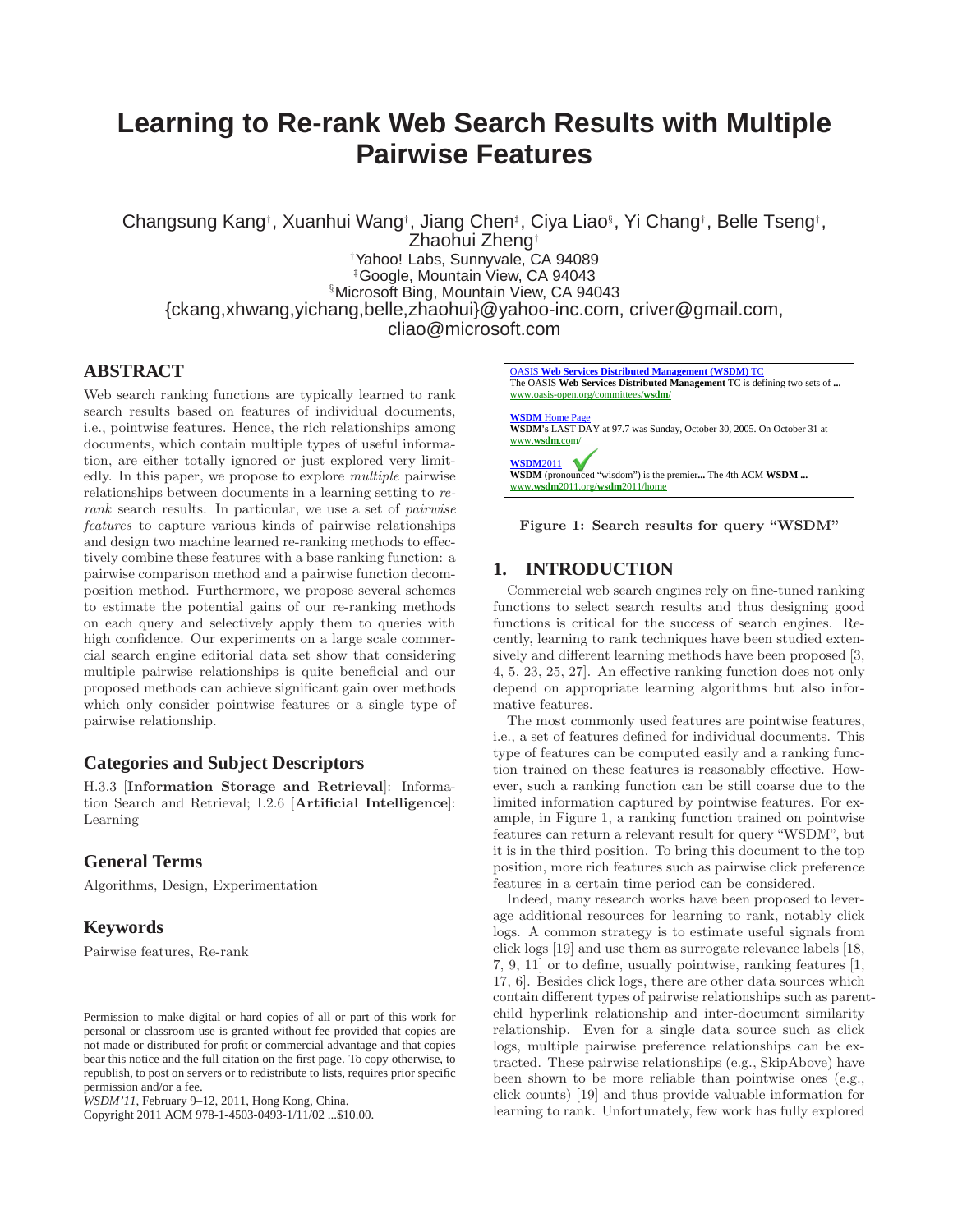# Learning to Re-rank Web Search Results with Multiple Pairwise Features

Changsung Kang[†], Xuanhui Wang[†], Jiang Chen[‡], Ciya Liao[§], Yi Chang[†], Belle Tseng[†], Zhaohui Zheng[†]

[†]Yahoo! Labs, Sunnyvale, CA 94089

[‡]Google, Mountain View, CA 94043

[§]Microsoft Bing, Mountain View, CA 94043

{ckang,xhwang,yichang,belle,zhaohui}@yahoo-inc.com, criver@gmail.com, cliao@microsoft.com

## ABSTRACT

Web search ranking functions are typically learned to rank search results based on features of individual documents, i.e., pointwise features. Hence, the rich relationships among documents, which contain multiple types of useful information, are either totally ignored or just explored very limitedly. In this paper, we propose to explore *multiple* pairwise relationships between documents in a learning setting to *re-rank* search results. In particular, we use a set of *pairwise features* to capture various kinds of pairwise relationships and design two machine learned re-ranking methods to effectively combine these features with a base ranking function: a pairwise comparison method and a pairwise function decomposition method. Furthermore, we propose several schemes to estimate the potential gains of our re-ranking methods on each query and selectively apply them to queries with high confidence. Our experiments on a large scale commercial search engine editorial data set show that considering multiple pairwise relationships is quite beneficial and our proposed methods can achieve significant gain over methods which only consider pointwise features or a single type of pairwise relationship.

## Categories and Subject Descriptors

H.3.3 [**Information Storage and Retrieval**]: Information Search and Retrieval; I.2.6 [**Artificial Intelligence**]: Learning

## General Terms

Algorithms, Design, Experimentation

## Keywords

Pairwise features, Re-rank

Permission to make digital or hard copies of all or part of this work for personal or classroom use is granted without fee provided that copies are not made or distributed for profit or commercial advantage and that copies bear this notice and the full citation on the first page. To copy otherwise, to republish, to post on servers or to redistribute to lists, requires prior specific permission and/or a fee.

*WSDM'11*, February 9–12, 2011, Hong Kong, China.

Copyright 2011 ACM 978-1-4503-0493-1/11/02 ...$10.00.

OASIS **Web Services Distributed Management (WSDM)** TC
The OASIS **Web Services Distributed Management** TC is defining two sets of **...**
www.oasis-open.org/committees/**wsdm**/

**WSDM** Home Page
**WSDM's** LAST DAY at 97.7 was Sunday, October 30, 2005. On October 31 at
www.**wsdm**.com/

**WSDM**2011
**WSDM** (pronounced "wisdom") is the premier**...** The 4th ACM **WSDM ...**
www.**wsdm**2011.org/**wsdm**2011/home

**Figure 1: Search results for query "WSDM"**

## 1. INTRODUCTION

Commercial web search engines rely on fine-tuned ranking functions to select search results and thus designing good functions is critical for the success of search engines. Recently, learning to rank techniques have been studied extensively and different learning methods have been proposed [3, 4, 5, 23, 25, 27]. An effective ranking function does not only depend on appropriate learning algorithms but also informative features.

The most commonly used features are pointwise features, i.e., a set of features defined for individual documents. This type of features can be computed easily and a ranking function trained on these features is reasonably effective. However, such a ranking function can be still coarse due to the limited information captured by pointwise features. For example, in Figure 1, a ranking function trained on pointwise features can return a relevant result for query "WSDM", but it is in the third position. To bring this document to the top position, more rich features such as pairwise click preference features in a certain time period can be considered.

Indeed, many research works have been proposed to leverage additional resources for learning to rank, notably click logs. A common strategy is to estimate useful signals from click logs [19] and use them as surrogate relevance labels [18, 7, 9, 11] or to define, usually pointwise, ranking features [1, 17, 6]. Besides click logs, there are other data sources which contain different types of pairwise relationships such as parent-child hyperlink relationship and inter-document similarity relationship. Even for a single data source such as click logs, multiple pairwise preference relationships can be extracted. These pairwise relationships (e.g., SkipAbove) have been shown to be more reliable than pointwise ones (e.g., click counts) [19] and thus provide valuable information for learning to rank. Unfortunately, few work has fully explored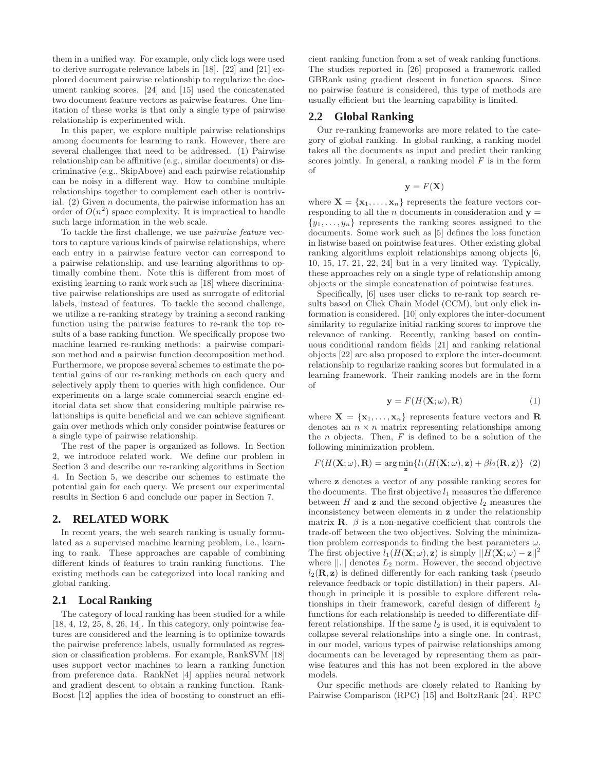them in a unified way. For example, only click logs were used to derive surrogate relevance labels in [18]. [22] and [21] explored document pairwise relationship to regularize the document ranking scores. [24] and [15] used the concatenated two document feature vectors as pairwise features. One limitation of these works is that only a single type of pairwise relationship is experimented with.

In this paper, we explore multiple pairwise relationships among documents for learning to rank. However, there are several challenges that need to be addressed. (1) Pairwise relationship can be affinitive (e.g., similar documents) or discriminative (e.g., SkipAbove) and each pairwise relationship can be noisy in a different way. How to combine multiple relationships together to complement each other is nontrivial. (2) Given $n$ documents, the pairwise information has an order of $O(n^2)$ space complexity. It is impractical to handle such large information in the web scale.

To tackle the first challenge, we use *pairwise feature* vectors to capture various kinds of pairwise relationships, where each entry in a pairwise feature vector can correspond to a pairwise relationship, and use learning algorithms to optimally combine them. Note this is different from most of existing learning to rank work such as [18] where discriminative pairwise relationships are used as surrogate of editorial labels, instead of features. To tackle the second challenge, we utilize a re-ranking strategy by training a second ranking function using the pairwise features to re-rank the top results of a base ranking function. We specifically propose two machine learned re-ranking methods: a pairwise comparison method and a pairwise function decomposition method. Furthermore, we propose several schemes to estimate the potential gains of our re-ranking methods on each query and selectively apply them to queries with high confidence. Our experiments on a large scale commercial search engine editorial data set show that considering multiple pairwise relationships is quite beneficial and we can achieve significant gain over methods which only consider pointwise features or a single type of pairwise relationship.

The rest of the paper is organized as follows. In Section 2, we introduce related work. We define our problem in Section 3 and describe our re-ranking algorithms in Section 4. In Section 5, we describe our schemes to estimate the potential gain for each query. We present our experimental results in Section 6 and conclude our paper in Section 7.

## 2. RELATED WORK

In recent years, the web search ranking is usually formulated as a supervised machine learning problem, i.e., learning to rank. These approaches are capable of combining different kinds of features to train ranking functions. The existing methods can be categorized into local ranking and global ranking.

### 2.1 Local Ranking

The category of local ranking has been studied for a while [18, 4, 12, 25, 8, 26, 14]. In this category, only pointwise features are considered and the learning is to optimize towards the pairwise preference labels, usually formulated as regression or classification problems. For example, RankSVM [18] uses support vector machines to learn a ranking function from preference data. RankNet [4] applies neural network and gradient descent to obtain a ranking function. RankBoost [12] applies the idea of boosting to construct an efficient ranking function from a set of weak ranking functions. The studies reported in [26] proposed a framework called GBRank using gradient descent in function spaces. Since no pairwise feature is considered, this type of methods are usually efficient but the learning capability is limited.

### 2.2 Global Ranking

Our re-ranking frameworks are more related to the category of global ranking. In global ranking, a ranking model takes all the documents as input and predict their ranking scores jointly. In general, a ranking model $F$ is in the form of

$$\mathbf{y} = F(\mathbf{X})$$

where $\mathbf{X} = \{\mathbf{x}_1, \ldots, \mathbf{x}_n\}$ represents the feature vectors corresponding to all the $n$ documents in consideration and $\mathbf{y} = \{y_1, \ldots, y_n\}$ represents the ranking scores assigned to the documents. Some work such as [5] defines the loss function in listwise based on pointwise features. Other existing global ranking algorithms exploit relationships among objects [6, 10, 15, 17, 21, 22, 24] but in a very limited way. Typically, these approaches rely on a single type of relationship among objects or the simple concatenation of pointwise features.

Specifically, [6] uses user clicks to re-rank top search results based on Click Chain Model (CCM), but only click information is considered. [10] only explores the inter-document similarity to regularize initial ranking scores to improve the relevance of ranking. Recently, ranking based on continuous conditional random fields [21] and ranking relational objects [22] are also proposed to explore the inter-document relationship to regularize ranking scores but formulated in a learning framework. Their ranking models are in the form of

$$\mathbf{y} = F(H(\mathbf{X}; \omega), \mathbf{R}) \tag{1}$$

where $\mathbf{X} = \{\mathbf{x}_1, \ldots, \mathbf{x}_n\}$ represents feature vectors and $\mathbf{R}$ denotes an $n \times n$ matrix representing relationships among the $n$ objects. Then, $F$ is defined to be a solution of the following minimization problem.

$$F(H(\mathbf{X}; \omega), \mathbf{R}) = \arg\min_{\mathbf{z}} \{l_1(H(\mathbf{X}; \omega), \mathbf{z}) + \beta l_2(\mathbf{R}, \mathbf{z})\} \tag{2}$$

where $\mathbf{z}$ denotes a vector of any possible ranking scores for the documents. The first objective $l_1$ measures the difference between $H$ and $\mathbf{z}$ and the second objective $l_2$ measures the inconsistency between elements in $\mathbf{z}$ under the relationship matrix $\mathbf{R}$. $\beta$ is a non-negative coefficient that controls the trade-off between the two objectives. Solving the minimization problem corresponds to finding the best parameters $\omega$. The first objective $l_1(H(\mathbf{X}; \omega), \mathbf{z})$ is simply $||H(\mathbf{X}; \omega) - \mathbf{z}||^2$ where $||.||$ denotes $L_2$ norm. However, the second objective $l_2(\mathbf{R}, \mathbf{z})$ is defined differently for each ranking task (pseudo relevance feedback or topic distillation) in their papers. Although in principle it is possible to explore different relationships in their framework, careful design of different $l_2$ functions for each relationship is needed to differentiate different relationships. If the same $l_2$ is used, it is equivalent to collapse several relationships into a single one. In contrast, in our model, various types of pairwise relationships among documents can be leveraged by representing them as pairwise features and this has not been explored in the above models.

Our specific methods are closely related to Ranking by Pairwise Comparison (RPC) [15] and BoltzRank [24]. RPC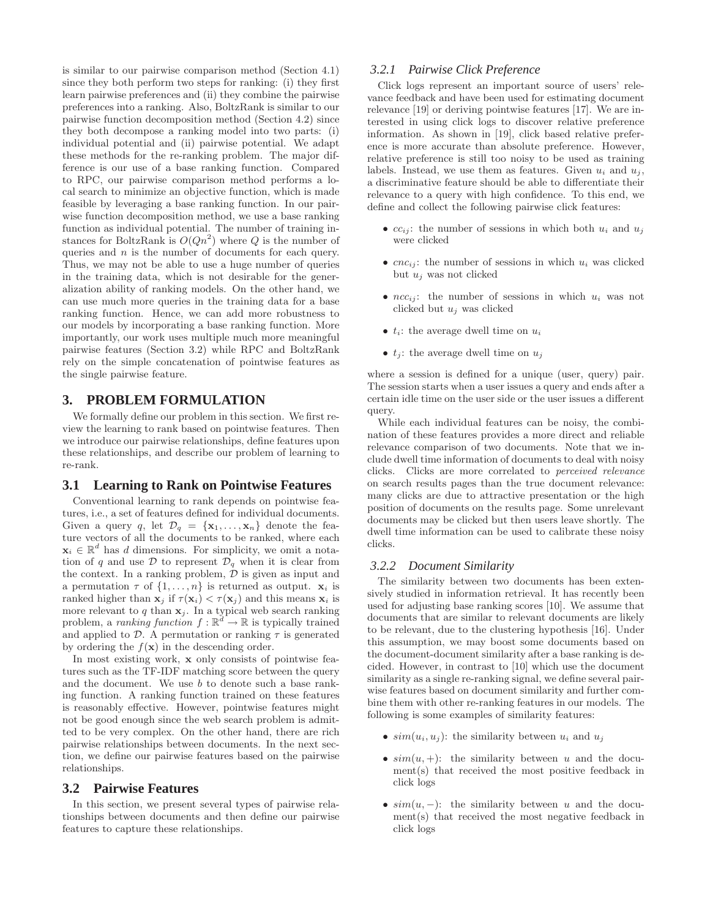is similar to our pairwise comparison method (Section 4.1) since they both perform two steps for ranking: (i) they first learn pairwise preferences and (ii) they combine the pairwise preferences into a ranking. Also, BoltzRank is similar to our pairwise function decomposition method (Section 4.2) since they both decompose a ranking model into two parts: (i) individual potential and (ii) pairwise potential. We adapt these methods for the re-ranking problem. The major difference is our use of a base ranking function. Compared to RPC, our pairwise comparison method performs a local search to minimize an objective function, which is made feasible by leveraging a base ranking function. In our pairwise function decomposition method, we use a base ranking function as individual potential. The number of training instances for BoltzRank is $O(Qn^2)$ where $Q$ is the number of queries and $n$ is the number of documents for each query. Thus, we may not be able to use a huge number of queries in the training data, which is not desirable for the generalization ability of ranking models. On the other hand, we can use much more queries in the training data for a base ranking function. Hence, we can add more robustness to our models by incorporating a base ranking function. More importantly, our work uses multiple much more meaningful pairwise features (Section 3.2) while RPC and BoltzRank rely on the simple concatenation of pointwise features as the single pairwise feature.

## 3. PROBLEM FORMULATION

We formally define our problem in this section. We first review the learning to rank based on pointwise features. Then we introduce our pairwise relationships, define features upon these relationships, and describe our problem of learning to re-rank.

### 3.1 Learning to Rank on Pointwise Features

Conventional learning to rank depends on pointwise features, i.e., a set of features defined for individual documents. Given a query $q$, let $\mathcal{D}_q = \{\mathbf{x}_1, \ldots, \mathbf{x}_n\}$ denote the feature vectors of all the documents to be ranked, where each $\mathbf{x}_i \in \mathbb{R}^d$ has $d$ dimensions. For simplicity, we omit a notation of $q$ and use $\mathcal{D}$ to represent $\mathcal{D}_q$ when it is clear from the context. In a ranking problem, $\mathcal{D}$ is given as input and a permutation $\tau$ of $\{1, \ldots, n\}$ is returned as output. $\mathbf{x}_i$ is ranked higher than $\mathbf{x}_j$ if $\tau(\mathbf{x}_i) < \tau(\mathbf{x}_j)$ and this means $\mathbf{x}_i$ is more relevant to $q$ than $\mathbf{x}_j$. In a typical web search ranking problem, a *ranking function* $f : \mathbb{R}^d \rightarrow \mathbb{R}$ is typically trained and applied to $\mathcal{D}$. A permutation or ranking $\tau$ is generated by ordering the $f(\mathbf{x})$ in the descending order.

In most existing work, $\mathbf{x}$ only consists of pointwise features such as the TF-IDF matching score between the query and the document. We use $b$ to denote such a base ranking function. A ranking function trained on these features is reasonably effective. However, pointwise features might not be good enough since the web search problem is admitted to be very complex. On the other hand, there are rich pairwise relationships between documents. In the next section, we define our pairwise features based on the pairwise relationships.

### 3.2 Pairwise Features

In this section, we present several types of pairwise relationships between documents and then define our pairwise features to capture these relationships.

#### 3.2.1 Pairwise Click Preference

Click logs represent an important source of users' relevance feedback and have been used for estimating document relevance [19] or deriving pointwise features [17]. We are interested in using click logs to discover relative preference information. As shown in [19], click based relative preference is more accurate than absolute preference. However, relative preference is still too noisy to be used as training labels. Instead, we use them as features. Given $u_i$ and $u_j$, a discriminative feature should be able to differentiate their relevance to a query with high confidence. To this end, we define and collect the following pairwise click features:

- $cc_{ij}$: the number of sessions in which both $u_i$ and $u_j$ were clicked
- $cnc_{ij}$: the number of sessions in which $u_i$ was clicked but $u_j$ was not clicked
- $ncc_{ij}$: the number of sessions in which $u_i$ was not clicked but $u_j$ was clicked
- $t_i$: the average dwell time on $u_i$
- $t_j$: the average dwell time on $u_j$

where a session is defined for a unique (user, query) pair. The session starts when a user issues a query and ends after a certain idle time on the user side or the user issues a different query.

While each individual features can be noisy, the combination of these features provides a more direct and reliable relevance comparison of two documents. Note that we include dwell time information of documents to deal with noisy clicks. Clicks are more correlated to *perceived relevance* on search results pages than the true document relevance: many clicks are due to attractive presentation or the high position of documents on the results page. Some unrelevant documents may be clicked but then users leave shortly. The dwell time information can be used to calibrate these noisy clicks.

#### 3.2.2 Document Similarity

The similarity between two documents has been extensively studied in information retrieval. It has recently been used for adjusting base ranking scores [10]. We assume that documents that are similar to relevant documents are likely to be relevant, due to the clustering hypothesis [16]. Under this assumption, we may boost some documents based on the document-document similarity after a base ranking is decided. However, in contrast to [10] which use the document similarity as a single re-ranking signal, we define several pairwise features based on document similarity and further combine them with other re-ranking features in our models. The following is some examples of similarity features:

- $sim(u_i, u_j)$: the similarity between $u_i$ and $u_j$
- $sim(u, +)$: the similarity between $u$ and the document(s) that received the most positive feedback in click logs
- $sim(u, -)$: the similarity between $u$ and the document(s) that received the most negative feedback in click logs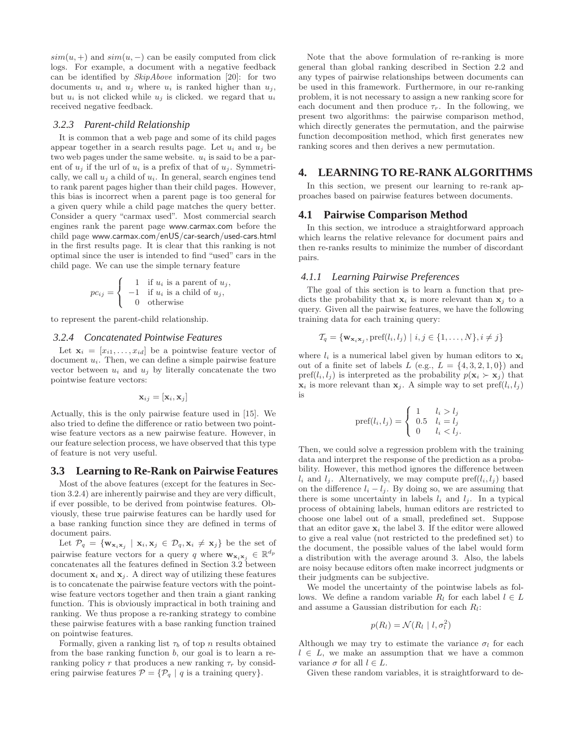$sim(u,+)$ and $sim(u,-)$ can be easily computed from click logs. For example, a document with a negative feedback can be identified by *SkipAbove* information [20]: for two documents $u_i$ and $u_j$ where $u_i$ is ranked higher than $u_j$, but $u_i$ is not clicked while $u_j$ is clicked. we regard that $u_i$ received negative feedback.

### 3.2.3 Parent-child Relationship

It is common that a web page and some of its child pages appear together in a search results page. Let $u_i$ and $u_j$ be two web pages under the same website. $u_i$ is said to be a parent of $u_j$ if the url of $u_i$ is a prefix of that of $u_j$. Symmetrically, we call $u_j$ a child of $u_i$. In general, search engines tend to rank parent pages higher than their child pages. However, this bias is incorrect when a parent page is too general for a given query while a child page matches the query better. Consider a query "carmax used". Most commercial search engines rank the parent page www.carmax.com before the child page www.carmax.com/enUS/car-search/used-cars.html in the first results page. It is clear that this ranking is not optimal since the user is intended to find "used" cars in the child page. We can use the simple ternary feature

$$pc_{ij} = \begin{cases} 1 & \text{if } u_i \text{ is a parent of } u_j, \\ -1 & \text{if } u_i \text{ is a child of } u_j, \\ 0 & \text{otherwise} \end{cases}$$

to represent the parent-child relationship.

### 3.2.4 Concatenated Pointwise Features

Let $\mathbf{x}_i = [x_{i1}, \ldots, x_{id}]$ be a pointwise feature vector of document $u_i$. Then, we can define a simple pairwise feature vector between $u_i$ and $u_j$ by literally concatenate the two pointwise feature vectors:

$$\mathbf{x}_{ij} = [\mathbf{x}_i, \mathbf{x}_j]$$

Actually, this is the only pairwise feature used in [15]. We also tried to define the difference or ratio between two pointwise feature vectors as a new pairwise feature. However, in our feature selection process, we have observed that this type of feature is not very useful.

## 3.3 Learning to Re-Rank on Pairwise Features

Most of the above features (except for the features in Section 3.2.4) are inherently pairwise and they are very difficult, if ever possible, to be derived from pointwise features. Obviously, these true pairwise features can be hardly used for a base ranking function since they are defined in terms of document pairs.

Let $\mathcal{P}_q = \{\mathbf{w}_{\mathbf{x}_i\mathbf{x}_j} \mid \mathbf{x}_i, \mathbf{x}_j \in \mathcal{D}_q, \mathbf{x}_i \neq \mathbf{x}_j\}$ be the set of pairwise feature vectors for a query $q$ where $\mathbf{w}_{\mathbf{x}_i\mathbf{x}_j} \in \mathbb{R}^{d_p}$ concatenates all the features defined in Section 3.2 between document $\mathbf{x}_i$ and $\mathbf{x}_j$. A direct way of utilizing these features is to concatenate the pairwise feature vectors with the pointwise feature vectors together and then train a giant ranking function. This is obviously impractical in both training and ranking. We thus propose a re-ranking strategy to combine these pairwise features with a base ranking function trained on pointwise features.

Formally, given a ranking list $\tau_b$ of top $n$ results obtained from the base ranking function $b$, our goal is to learn a re-ranking policy $r$ that produces a new ranking $\tau_r$ by considering pairwise features $\mathcal{P} = \{\mathcal{P}_q \mid q \text{ is a training query}\}$.

Note that the above formulation of re-ranking is more general than global ranking described in Section 2.2 and any types of pairwise relationships between documents can be used in this framework. Furthermore, in our re-ranking problem, it is not necessary to assign a new ranking score for each document and then produce $\tau_r$. In the following, we present two algorithms: the pairwise comparison method, which directly generates the permutation, and the pairwise function decomposition method, which first generates new ranking scores and then derives a new permutation.

# 4. LEARNING TO RE-RANK ALGORITHMS

In this section, we present our learning to re-rank approaches based on pairwise features between documents.

## 4.1 Pairwise Comparison Method

In this section, we introduce a straightforward approach which learns the relative relevance for document pairs and then re-ranks results to minimize the number of discordant pairs.

### 4.1.1 Learning Pairwise Preferences

The goal of this section is to learn a function that predicts the probability that $\mathbf{x}_i$ is more relevant than $\mathbf{x}_j$ to a query. Given all the pairwise features, we have the following training data for each training query:

$$\mathcal{T}_q = \{\mathbf{w}_{\mathbf{x}_i\mathbf{x}_j}, \text{pref}(l_i, l_j) \mid i, j \in \{1, \ldots, N\}, i \neq j\}$$

where $l_i$ is a numerical label given by human editors to $\mathbf{x}_i$ out of a finite set of labels $L$ (e.g., $L = \{4, 3, 2, 1, 0\}$) and $\text{pref}(l_i, l_j)$ is interpreted as the probability $p(\mathbf{x}_i \succ \mathbf{x}_j)$ that $\mathbf{x}_i$ is more relevant than $\mathbf{x}_j$. A simple way to set $\text{pref}(l_i, l_j)$ is

$$\text{pref}(l_i, l_j) = \begin{cases} 1 & l_i > l_j \\ 0.5 & l_i = l_j \\ 0 & l_i < l_j. \end{cases}$$

Then, we could solve a regression problem with the training data and interpret the response of the prediction as a probability. However, this method ignores the difference between $l_i$ and $l_j$. Alternatively, we may compute $\text{pref}(l_i, l_j)$ based on the difference $l_i - l_j$. By doing so, we are assuming that there is some uncertainty in labels $l_i$ and $l_j$. In a typical process of obtaining labels, human editors are restricted to choose one label out of a small, predefined set. Suppose that an editor gave $\mathbf{x}_i$ the label 3. If the editor were allowed to give a real value (not restricted to the predefined set) to the document, the possible values of the label would form a distribution with the average around 3. Also, the labels are noisy because editors often make incorrect judgments or their judgments can be subjective.

We model the uncertainty of the pointwise labels as follows. We define a random variable $R_l$ for each label $l \in L$ and assume a Gaussian distribution for each $R_l$:

$$p(R_l) = \mathcal{N}(R_l \mid l, \sigma_l^2)$$

Although we may try to estimate the variance $\sigma_l$ for each $l \in L$, we make an assumption that we have a common variance $\sigma$ for all $l \in L$.

Given these random variables, it is straightforward to de-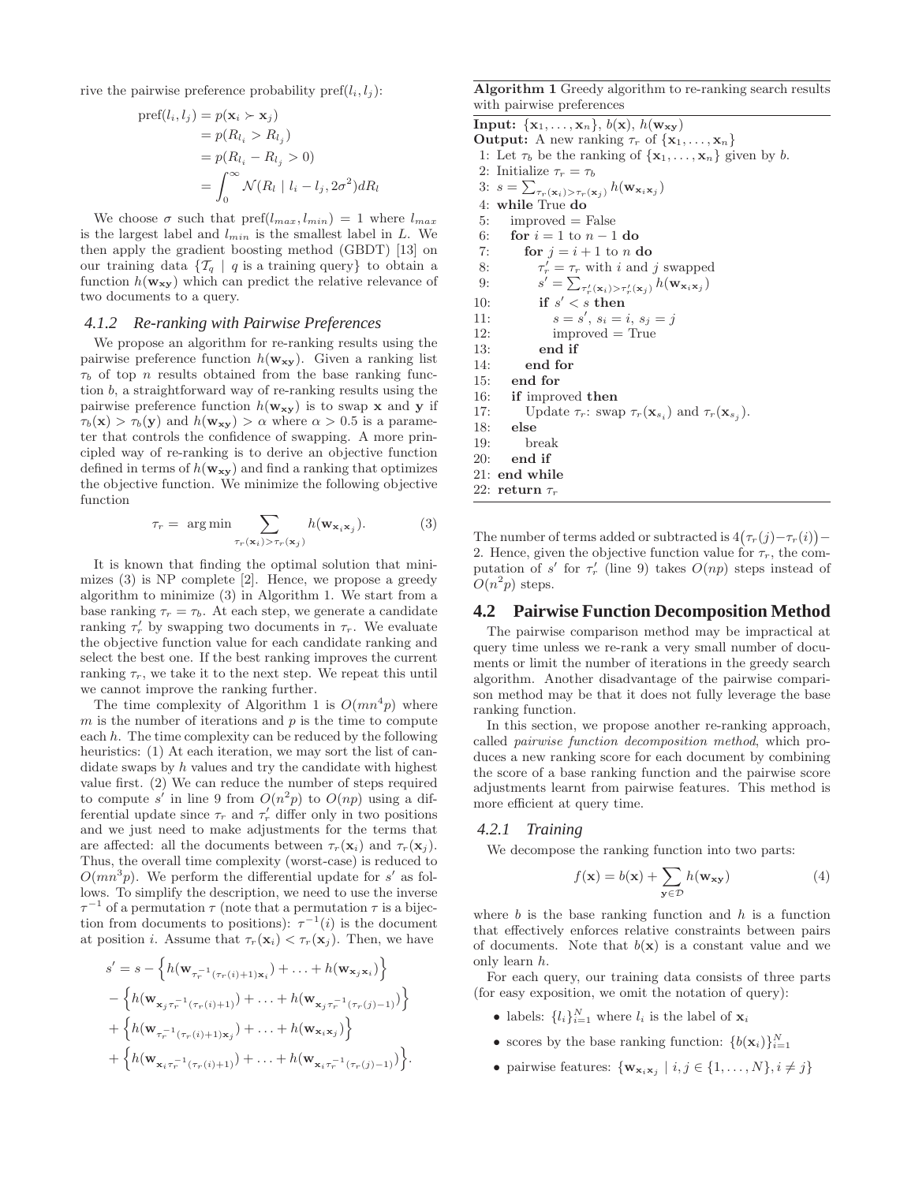rive the pairwise preference probability $\mathrm{pref}(l_i, l_j)$:

$$
\begin{aligned}
\mathrm{pref}(l_i, l_j) &= p(\mathbf{x}_i \succ \mathbf{x}_j) \\
&= p(R_{l_i} > R_{l_j}) \\
&= p(R_{l_i} - R_{l_j} > 0) \\
&= \int_0^\infty \mathcal{N}(R_l \mid l_i - l_j, 2\sigma^2) dR_l
\end{aligned}
$$

We choose $\sigma$ such that $\mathrm{pref}(l_{max}, l_{min}) = 1$ where $l_{max}$ is the largest label and $l_{min}$ is the smallest label in $L$. We then apply the gradient boosting method (GBDT) [13] on our training data $\{\mathcal{T}_q \mid q \text{ is a training query}\}$ to obtain a function $h(\mathbf{w}_{\mathbf{xy}})$ which can predict the relative relevance of two documents to a query.

### 4.1.2 Re-ranking with Pairwise Preferences

We propose an algorithm for re-ranking results using the pairwise preference function $h(\mathbf{w}_{\mathbf{xy}})$. Given a ranking list $\tau_b$ of top $n$ results obtained from the base ranking function $b$, a straightforward way of re-ranking results using the pairwise preference function $h(\mathbf{w}_{\mathbf{xy}})$ is to swap $\mathbf{x}$ and $\mathbf{y}$ if $\tau_b(\mathbf{x}) > \tau_b(\mathbf{y})$ and $h(\mathbf{w}_{\mathbf{xy}}) > \alpha$ where $\alpha > 0.5$ is a parameter that controls the confidence of swapping. A more principled way of re-ranking is to derive an objective function defined in terms of $h(\mathbf{w}_{\mathbf{xy}})$ and find a ranking that optimizes the objective function. We minimize the following objective function

$$
\tau_r = \arg\min \sum_{\tau_r(\mathbf{x}_i) > \tau_r(\mathbf{x}_j)} h(\mathbf{w}_{\mathbf{x}_i \mathbf{x}_j}). \tag{3}
$$

It is known that finding the optimal solution that minimizes (3) is NP complete [2]. Hence, we propose a greedy algorithm to minimize (3) in Algorithm 1. We start from a base ranking $\tau_r = \tau_b$. At each step, we generate a candidate ranking $\tau_r'$ by swapping two documents in $\tau_r$. We evaluate the objective function value for each candidate ranking and select the best one. If the best ranking improves the current ranking $\tau_r$, we take it to the next step. We repeat this until we cannot improve the ranking further.

The time complexity of Algorithm 1 is $O(mn^4p)$ where $m$ is the number of iterations and $p$ is the time to compute each $h$. The time complexity can be reduced by the following heuristics: (1) At each iteration, we may sort the list of candidate swaps by $h$ values and try the candidate with highest value first. (2) We can reduce the number of steps required to compute $s'$ in line 9 from $O(n^2p)$ to $O(np)$ using a differential update since $\tau_r$ and $\tau_r'$ differ only in two positions and we just need to make adjustments for the terms that are affected: all the documents between $\tau_r(\mathbf{x}_i)$ and $\tau_r(\mathbf{x}_j)$. Thus, the overall time complexity (worst-case) is reduced to $O(mn^3p)$. We perform the differential update for $s'$ as follows. To simplify the description, we need to use the inverse $\tau^{-1}$ of a permutation $\tau$ (note that a permutation $\tau$ is a bijection from documents to positions): $\tau^{-1}(i)$ is the document at position $i$. Assume that $\tau_r(\mathbf{x}_i) < \tau_r(\mathbf{x}_j)$. Then, we have

$$
\begin{aligned}
s' = s &- \left\{ h(\mathbf{w}_{\tau_r^{-1}(\tau_r(i)+1)\mathbf{x}_i}) + \ldots + h(\mathbf{w}_{\mathbf{x}_j \mathbf{x}_i}) \right\} \\
&- \left\{ h(\mathbf{w}_{\mathbf{x}_j \tau_r^{-1}(\tau_r(i)+1)}) + \ldots + h(\mathbf{w}_{\mathbf{x}_j \tau_r^{-1}(\tau_r(j)-1)}) \right\} \\
&+ \left\{ h(\mathbf{w}_{\tau_r^{-1}(\tau_r(i)+1)\mathbf{x}_j}) + \ldots + h(\mathbf{w}_{\mathbf{x}_i \mathbf{x}_j}) \right\} \\
&+ \left\{ h(\mathbf{w}_{\mathbf{x}_i \tau_r^{-1}(\tau_r(i)+1)}) + \ldots + h(\mathbf{w}_{\mathbf{x}_i \tau_r^{-1}(\tau_r(j)-1)}) \right\}.
\end{aligned}
$$

**Algorithm 1** Greedy algorithm to re-ranking search results with pairwise preferences

**Input:** $\{\mathbf{x}_1, \ldots, \mathbf{x}_n\}$, $b(\mathbf{x})$, $h(\mathbf{w}_{\mathbf{xy}})$
**Output:** A new ranking $\tau_r$ of $\{\mathbf{x}_1, \ldots, \mathbf{x}_n\}$

```
 1: Let τ_b be the ranking of {x_1, ..., x_n} given by b.
 2: Initialize τ_r = τ_b
 3: s = Σ_{τ_r(x_i) > τ_r(x_j)} h(w_{x_i x_j})
 4: while True do
 5:   improved = False
 6:   for i = 1 to n − 1 do
 7:     for j = i + 1 to n do
 8:       τ'_r = τ_r with i and j swapped
 9:       s' = Σ_{τ'_r(x_i) > τ'_r(x_j)} h(w_{x_i x_j})
10:       if s' < s then
11:         s = s', s_i = i, s_j = j
12:         improved = True
13:       end if
14:     end for
15:   end for
16:   if improved then
17:     Update τ_r: swap τ_r(x_{s_i}) and τ_r(x_{s_j}).
18:   else
19:     break
20:   end if
21: end while
22: return τ_r
```

The number of terms added or subtracted is $4\big(\tau_r(j) - \tau_r(i)\big) - 2$. Hence, given the objective function value for $\tau_r$, the computation of $s'$ for $\tau_r'$ (line 9) takes $O(np)$ steps instead of $O(n^2p)$ steps.

## 4.2 Pairwise Function Decomposition Method

The pairwise comparison method may be impractical at query time unless we re-rank a very small number of documents or limit the number of iterations in the greedy search algorithm. Another disadvantage of the pairwise comparison method may be that it does not fully leverage the base ranking function.

In this section, we propose another re-ranking approach, called *pairwise function decomposition method*, which produces a new ranking score for each document by combining the score of a base ranking function and the pairwise score adjustments learnt from pairwise features. This method is more efficient at query time.

### 4.2.1 Training

We decompose the ranking function into two parts:

$$
f(\mathbf{x}) = b(\mathbf{x}) + \sum_{\mathbf{y} \in \mathcal{D}} h(\mathbf{w}_{\mathbf{xy}}) \tag{4}
$$

where $b$ is the base ranking function and $h$ is a function that effectively enforces relative constraints between pairs of documents. Note that $b(\mathbf{x})$ is a constant value and we only learn $h$.

For each query, our training data consists of three parts (for easy exposition, we omit the notation of query):

- labels: $\{l_i\}_{i=1}^N$ where $l_i$ is the label of $\mathbf{x}_i$
- scores by the base ranking function: $\{b(\mathbf{x}_i)\}_{i=1}^N$
- pairwise features: $\{\mathbf{w}_{\mathbf{x}_i \mathbf{x}_j} \mid i, j \in \{1, \ldots, N\}, i \neq j\}$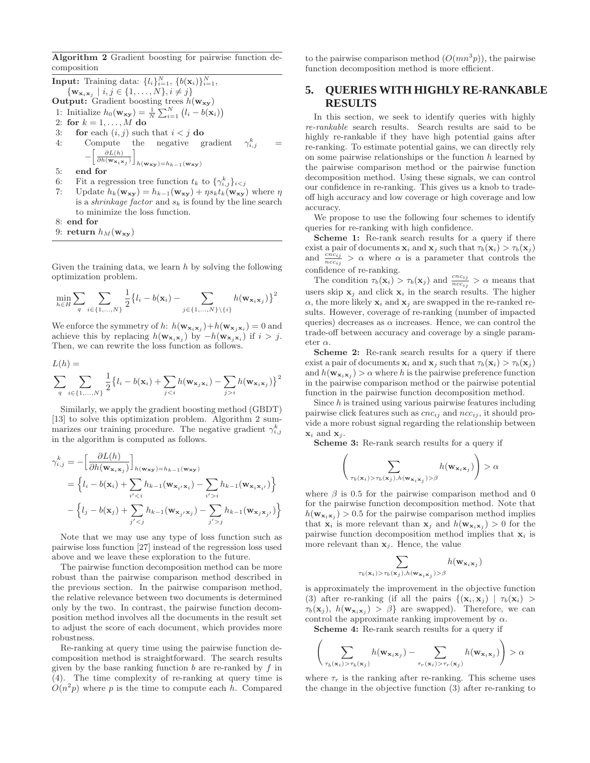**Algorithm 2** Gradient boosting for pairwise function decomposition

**Input:** Training data: $\{l_i\}_{i=1}^N$, $\{b(\mathbf{x}_i)\}_{i=1}^N$, $\{\mathbf{w}_{\mathbf{x}_i\mathbf{x}_j} \mid i,j \in \{1,\ldots,N\}, i \neq j\}$

**Output:** Gradient boosting trees $h(\mathbf{w}_{\mathbf{xy}})$

1: Initialize $h_0(\mathbf{w}_{\mathbf{xy}}) = \frac{1}{N}\sum_{i=1}^N \big(l_i - b(\mathbf{x}_i)\big)$
2: **for** $k = 1, \ldots, M$ **do**
3: &nbsp;&nbsp;**for** each $(i,j)$ such that $i < j$ **do**
4: &nbsp;&nbsp;&nbsp;&nbsp;Compute the negative gradient $\gamma_{i,j}^k = -\Big[\frac{\partial L(h)}{\partial h(\mathbf{w}_{\mathbf{x}_i\mathbf{x}_j})}\Big]_{h(\mathbf{w}_{\mathbf{xy}})=h_{k-1}(\mathbf{w}_{\mathbf{xy}})}$
5: &nbsp;&nbsp;**end for**
6: &nbsp;&nbsp;Fit a regression tree function $t_k$ to $\{\gamma_{i,j}^k\}_{i<j}$
7: &nbsp;&nbsp;Update $h_k(\mathbf{w}_{\mathbf{xy}}) = h_{k-1}(\mathbf{w}_{\mathbf{xy}}) + \eta s_k t_k(\mathbf{w}_{\mathbf{xy}})$ where $\eta$ is a *shrinkage factor* and $s_k$ is found by the line search to minimize the loss function.
8: **end for**
9: **return** $h_M(\mathbf{w}_{\mathbf{xy}})$

Given the training data, we learn $h$ by solving the following optimization problem.

$$\min_{h\in H}\sum_q \sum_{i\in\{1,\ldots,N\}} \frac{1}{2}\Big\{l_i - b(\mathbf{x}_i) - \sum_{j\in\{1,\ldots,N\}\setminus\{i\}} h(\mathbf{w}_{\mathbf{x}_i\mathbf{x}_j})\Big\}^2$$

We enforce the symmetry of $h$: $h(\mathbf{w}_{\mathbf{x}_i\mathbf{x}_j}) + h(\mathbf{w}_{\mathbf{x}_j\mathbf{x}_i}) = 0$ and achieve this by replacing $h(\mathbf{w}_{\mathbf{x}_i\mathbf{x}_j})$ by $-h(\mathbf{w}_{\mathbf{x}_j\mathbf{x}_i})$ if $i > j$. Then, we can rewrite the loss function as follows.

$$L(h) =$$
$$\sum_q \sum_{i\in\{1,\ldots,N\}} \frac{1}{2}\Big\{l_i - b(\mathbf{x}_i) + \sum_{j<i} h(\mathbf{w}_{\mathbf{x}_j\mathbf{x}_i}) - \sum_{j>i} h(\mathbf{w}_{\mathbf{x}_i\mathbf{x}_j})\Big\}^2$$

Similarly, we apply the gradient boosting method (GBDT) [13] to solve this optimization problem. Algorithm 2 summarizes our training procedure. The negative gradient $\gamma_{i,j}^k$ in the algorithm is computed as follows.

$$\begin{aligned}
\gamma_{i,j}^k &= -\Big[\frac{\partial L(h)}{\partial h(\mathbf{w}_{\mathbf{x}_i\mathbf{x}_j})}\Big]_{h(\mathbf{w}_{\mathbf{xy}})=h_{k-1}(\mathbf{w}_{\mathbf{xy}})} \\
&= \Big\{l_i - b(\mathbf{x}_i) + \sum_{i'<i} h_{k-1}(\mathbf{w}_{\mathbf{x}_{i'}\mathbf{x}_i}) - \sum_{i'>i} h_{k-1}(\mathbf{w}_{\mathbf{x}_i\mathbf{x}_{i'}})\Big\} \\
&\quad - \Big\{l_j - b(\mathbf{x}_j) + \sum_{j'<j} h_{k-1}(\mathbf{w}_{\mathbf{x}_{j'}\mathbf{x}_j}) - \sum_{j'>j} h_{k-1}(\mathbf{w}_{\mathbf{x}_j\mathbf{x}_{j'}})\Big\}
\end{aligned}$$

Note that we may use any type of loss function such as pairwise loss function [27] instead of the regression loss used above and we leave these exploration to the future.

The pairwise function decomposition method can be more robust than the pairwise comparison method described in the previous section. In the pairwise comparison method, the relative relevance between two documents is determined only by the two. In contrast, the pairwise function decomposition method involves all the documents in the result set to adjust the score of each document, which provides more robustness.

Re-ranking at query time using the pairwise function decomposition method is straightforward. The search results given by the base ranking function $b$ are re-ranked by $f$ in (4). The time complexity of re-ranking at query time is $O(n^2p)$ where $p$ is the time to compute each $h$. Compared to the pairwise comparison method ($O(mn^3p)$), the pairwise function decomposition method is more efficient.

## 5. QUERIES WITH HIGHLY RE-RANKABLE RESULTS

In this section, we seek to identify queries with highly *re-rankable* search results. Search results are said to be highly re-rankable if they have high potential gains after re-ranking. To estimate potential gains, we can directly rely on some pairwise relationships or the function $h$ learned by the pairwise comparison method or the pairwise function decomposition method. Using these signals, we can control our confidence in re-ranking. This gives us a knob to trade-off high accuracy and low coverage or high coverage and low accuracy.

We propose to use the following four schemes to identify queries for re-ranking with high confidence.

**Scheme 1:** Re-rank search results for a query if there exist a pair of documents $\mathbf{x}_i$ and $\mathbf{x}_j$ such that $\tau_b(\mathbf{x}_i) > \tau_b(\mathbf{x}_j)$ and $\frac{cnc_{ij}}{ncc_{ij}} > \alpha$ where $\alpha$ is a parameter that controls the confidence of re-ranking.

The condition $\tau_b(\mathbf{x}_i) > \tau_b(\mathbf{x}_j)$ and $\frac{cnc_{ij}}{ncc_{ij}} > \alpha$ means that users skip $\mathbf{x}_j$ and click $\mathbf{x}_i$ in the search results. The higher $\alpha$, the more likely $\mathbf{x}_i$ and $\mathbf{x}_j$ are swapped in the re-ranked results. However, coverage of re-ranking (number of impacted queries) decreases as $\alpha$ increases. Hence, we can control the trade-off between accuracy and coverage by a single parameter $\alpha$.

**Scheme 2:** Re-rank search results for a query if there exist a pair of documents $\mathbf{x}_i$ and $\mathbf{x}_j$ such that $\tau_b(\mathbf{x}_i) > \tau_b(\mathbf{x}_j)$ and $h(\mathbf{w}_{\mathbf{x}_i\mathbf{x}_j}) > \alpha$ where $h$ is the pairwise preference function in the pairwise comparison method or the pairwise potential function in the pairwise function decomposition method.

Since $h$ is trained using various pairwise features including pairwise click features such as $cnc_{ij}$ and $ncc_{ij}$, it should provide a more robust signal regarding the relationship between $\mathbf{x}_i$ and $\mathbf{x}_j$.

**Scheme 3:** Re-rank search results for a query if

$$\left(\sum_{\tau_b(\mathbf{x}_i)>\tau_b(\mathbf{x}_j),\, h(\mathbf{w}_{\mathbf{x}_i\mathbf{x}_j})>\beta} h(\mathbf{w}_{\mathbf{x}_i\mathbf{x}_j})\right) > \alpha$$

where $\beta$ is 0.5 for the pairwise comparison method and 0 for the pairwise function decomposition method. Note that $h(\mathbf{w}_{\mathbf{x}_i\mathbf{x}_j}) > 0.5$ for the pairwise comparison method implies that $\mathbf{x}_i$ is more relevant than $\mathbf{x}_j$ and $h(\mathbf{w}_{\mathbf{x}_i\mathbf{x}_j}) > 0$ for the pairwise function decomposition method implies that $\mathbf{x}_i$ is more relevant than $\mathbf{x}_j$. Hence, the value

$$\sum_{\tau_b(\mathbf{x}_i)>\tau_b(\mathbf{x}_j),\, h(\mathbf{w}_{\mathbf{x}_i\mathbf{x}_j})>\beta} h(\mathbf{w}_{\mathbf{x}_i\mathbf{x}_j})$$

is approximately the improvement in the objective function (3) after re-ranking (if all the pairs $\{(\mathbf{x}_i, \mathbf{x}_j) \mid \tau_b(\mathbf{x}_i) > \tau_b(\mathbf{x}_j),\ h(\mathbf{w}_{\mathbf{x}_i\mathbf{x}_j}) > \beta\}$ are swapped). Therefore, we can control the approximate ranking improvement by $\alpha$.

**Scheme 4:** Re-rank search results for a query if

$$\left(\sum_{\tau_b(\mathbf{x}_i)>\tau_b(\mathbf{x}_j)} h(\mathbf{w}_{\mathbf{x}_i\mathbf{x}_j}) - \sum_{\tau_r(\mathbf{x}_i)>\tau_r(\mathbf{x}_j)} h(\mathbf{w}_{\mathbf{x}_i\mathbf{x}_j})\right) > \alpha$$

where $\tau_r$ is the ranking after re-ranking. This scheme uses the change in the objective function (3) after re-ranking to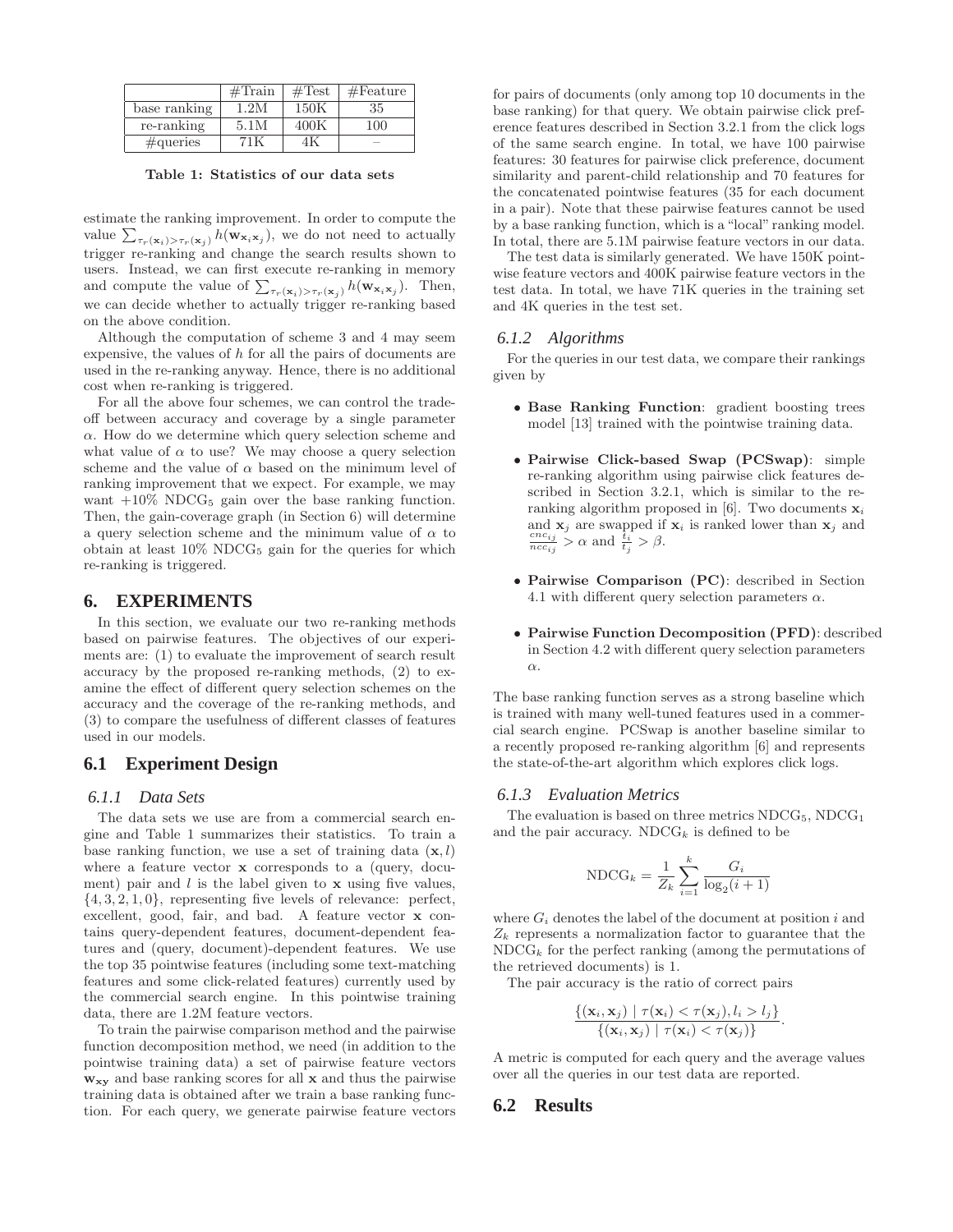|  | #Train | #Test | #Feature |
|---|---|---|---|
| base ranking | 1.2M | 150K | 35 |
| re-ranking | 5.1M | 400K | 100 |
| #queries | 71K | 4K | – |

**Table 1: Statistics of our data sets**

estimate the ranking improvement. In order to compute the value $\sum_{\tau_r(\mathbf{x}_i)>\tau_r(\mathbf{x}_j)} h(\mathbf{w}_{\mathbf{x}_i\mathbf{x}_j})$, we do not need to actually trigger re-ranking and change the search results shown to users. Instead, we can first execute re-ranking in memory and compute the value of $\sum_{\tau_r(\mathbf{x}_i)>\tau_r(\mathbf{x}_j)} h(\mathbf{w}_{\mathbf{x}_i\mathbf{x}_j})$. Then, we can decide whether to actually trigger re-ranking based on the above condition.

Although the computation of scheme 3 and 4 may seem expensive, the values of $h$ for all the pairs of documents are used in the re-ranking anyway. Hence, there is no additional cost when re-ranking is triggered.

For all the above four schemes, we can control the tradeoff between accuracy and coverage by a single parameter $\alpha$. How do we determine which query selection scheme and what value of $\alpha$ to use? We may choose a query selection scheme and the value of $\alpha$ based on the minimum level of ranking improvement that we expect. For example, we may want +10% $\text{NDCG}_5$ gain over the base ranking function. Then, the gain-coverage graph (in Section 6) will determine a query selection scheme and the minimum value of $\alpha$ to obtain at least 10% $\text{NDCG}_5$ gain for the queries for which re-ranking is triggered.

# 6. EXPERIMENTS

In this section, we evaluate our two re-ranking methods based on pairwise features. The objectives of our experiments are: (1) to evaluate the improvement of search result accuracy by the proposed re-ranking methods, (2) to examine the effect of different query selection schemes on the accuracy and the coverage of the re-ranking methods, and (3) to compare the usefulness of different classes of features used in our models.

## 6.1 Experiment Design

### 6.1.1 Data Sets

The data sets we use are from a commercial search engine and Table 1 summarizes their statistics. To train a base ranking function, we use a set of training data $(\mathbf{x}, l)$ where a feature vector $\mathbf{x}$ corresponds to a (query, document) pair and $l$ is the label given to $\mathbf{x}$ using five values, $\{4, 3, 2, 1, 0\}$, representing five levels of relevance: perfect, excellent, good, fair, and bad. A feature vector $\mathbf{x}$ contains query-dependent features, document-dependent features and (query, document)-dependent features. We use the top 35 pointwise features (including some text-matching features and some click-related features) currently used by the commercial search engine. In this pointwise training data, there are 1.2M feature vectors.

To train the pairwise comparison method and the pairwise function decomposition method, we need (in addition to the pointwise training data) a set of pairwise feature vectors $\mathbf{w}_{\mathbf{xy}}$ and base ranking scores for all $\mathbf{x}$ and thus the pairwise training data is obtained after we train a base ranking function. For each query, we generate pairwise feature vectors for pairs of documents (only among top 10 documents in the base ranking) for that query. We obtain pairwise click preference features described in Section 3.2.1 from the click logs of the same search engine. In total, we have 100 pairwise features: 30 features for pairwise click preference, document similarity and parent-child relationship and 70 features for the concatenated pointwise features (35 for each document in a pair). Note that these pairwise features cannot be used by a base ranking function, which is a "local" ranking model. In total, there are 5.1M pairwise feature vectors in our data.

The test data is similarly generated. We have 150K pointwise feature vectors and 400K pairwise feature vectors in the test data. In total, we have 71K queries in the training set and 4K queries in the test set.

### 6.1.2 Algorithms

For the queries in our test data, we compare their rankings given by

- **Base Ranking Function**: gradient boosting trees model [13] trained with the pointwise training data.
- **Pairwise Click-based Swap (PCSwap)**: simple re-ranking algorithm using pairwise click features described in Section 3.2.1, which is similar to the re-ranking algorithm proposed in [6]. Two documents $\mathbf{x}_i$ and $\mathbf{x}_j$ are swapped if $\mathbf{x}_i$ is ranked lower than $\mathbf{x}_j$ and $\frac{cnc_{ij}}{ncc_{ij}} > \alpha$ and $\frac{t_i}{t_j} > \beta$.
- **Pairwise Comparison (PC)**: described in Section 4.1 with different query selection parameters $\alpha$.
- **Pairwise Function Decomposition (PFD)**: described in Section 4.2 with different query selection parameters $\alpha$.

The base ranking function serves as a strong baseline which is trained with many well-tuned features used in a commercial search engine. PCSwap is another baseline similar to a recently proposed re-ranking algorithm [6] and represents the state-of-the-art algorithm which explores click logs.

### 6.1.3 Evaluation Metrics

The evaluation is based on three metrics $\text{NDCG}_5$, $\text{NDCG}_1$ and the pair accuracy. $\text{NDCG}_k$ is defined to be

$$\text{NDCG}_k = \frac{1}{Z_k} \sum_{i=1}^{k} \frac{G_i}{\log_2(i+1)}$$

where $G_i$ denotes the label of the document at position $i$ and $Z_k$ represents a normalization factor to guarantee that the $\text{NDCG}_k$ for the perfect ranking (among the permutations of the retrieved documents) is 1.

The pair accuracy is the ratio of correct pairs

$$\frac{\{(\mathbf{x}_i, \mathbf{x}_j) \mid \tau(\mathbf{x}_i) < \tau(\mathbf{x}_j), l_i > l_j\}}{\{(\mathbf{x}_i, \mathbf{x}_j) \mid \tau(\mathbf{x}_i) < \tau(\mathbf{x}_j)\}}.$$

A metric is computed for each query and the average values over all the queries in our test data are reported.

## 6.2 Results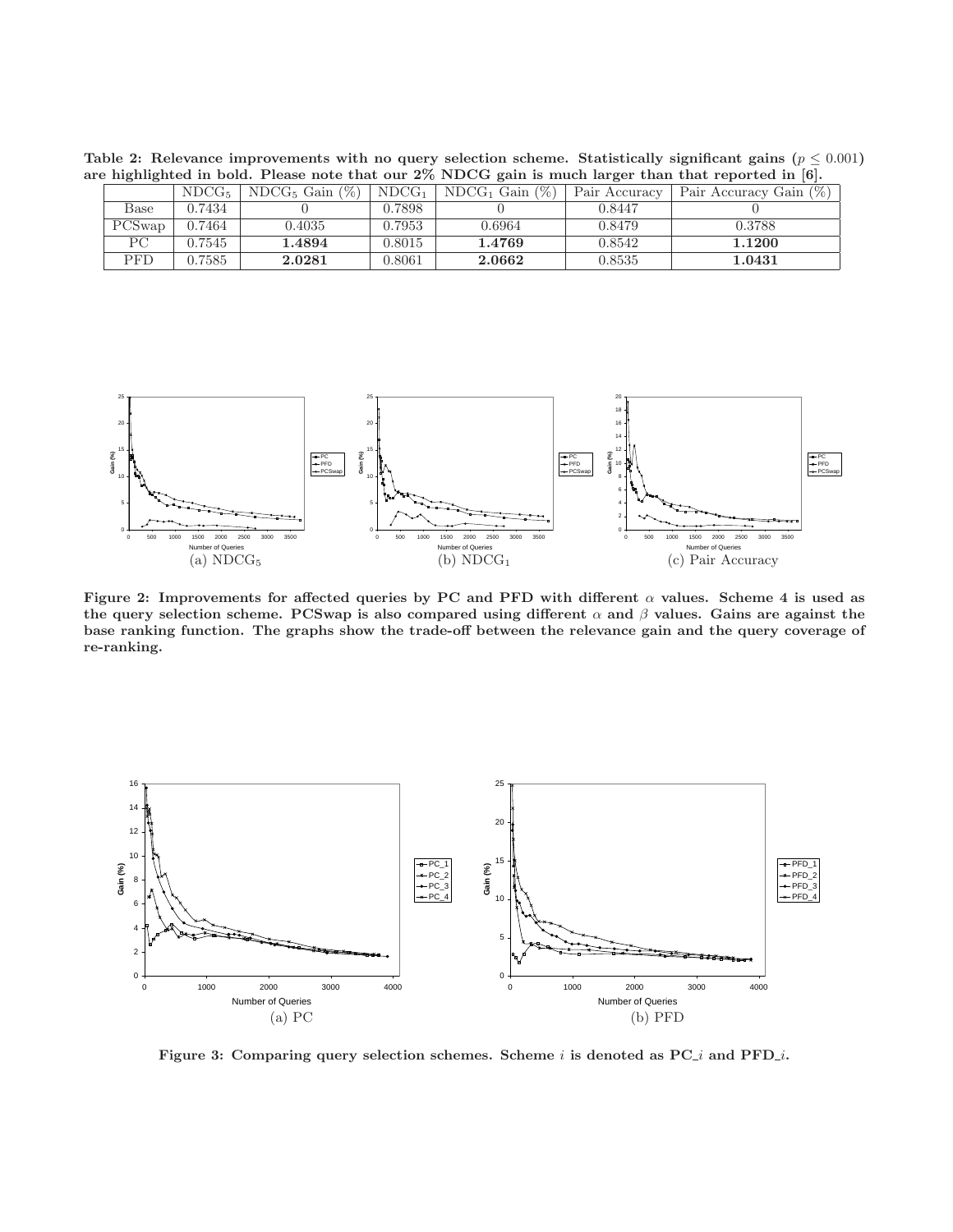**Table 2: Relevance improvements with no query selection scheme. Statistically significant gains ($p \leq 0.001$) are highlighted in bold. Please note that our 2% NDCG gain is much larger than that reported in [6].**

| | $NDCG_5$ | $NDCG_5$ Gain (%) | $NDCG_1$ | $NDCG_1$ Gain (%) | Pair Accuracy | Pair Accuracy Gain (%) |
|---|---|---|---|---|---|---|
| Base | 0.7434 | 0 | 0.7898 | 0 | 0.8447 | 0 |
| PCSwap | 0.7464 | 0.4035 | 0.7953 | 0.6964 | 0.8479 | 0.3788 |
| PC | 0.7545 | **1.4894** | 0.8015 | **1.4769** | 0.8542 | **1.1200** |
| PFD | 0.7585 | **2.0281** | 0.8061 | **2.0662** | 0.8535 | **1.0431** |

(a) $NDCG_5$ (b) $NDCG_1$ (c) Pair Accuracy

**Figure 2: Improvements for affected queries by PC and PFD with different $\alpha$ values. Scheme 4 is used as the query selection scheme. PCSwap is also compared using different $\alpha$ and $\beta$ values. Gains are against the base ranking function. The graphs show the trade-off between the relevance gain and the query coverage of re-ranking.**

(a) PC (b) PFD

**Figure 3: Comparing query selection schemes. Scheme $i$ is denoted as PC_$i$ and PFD_$i$.**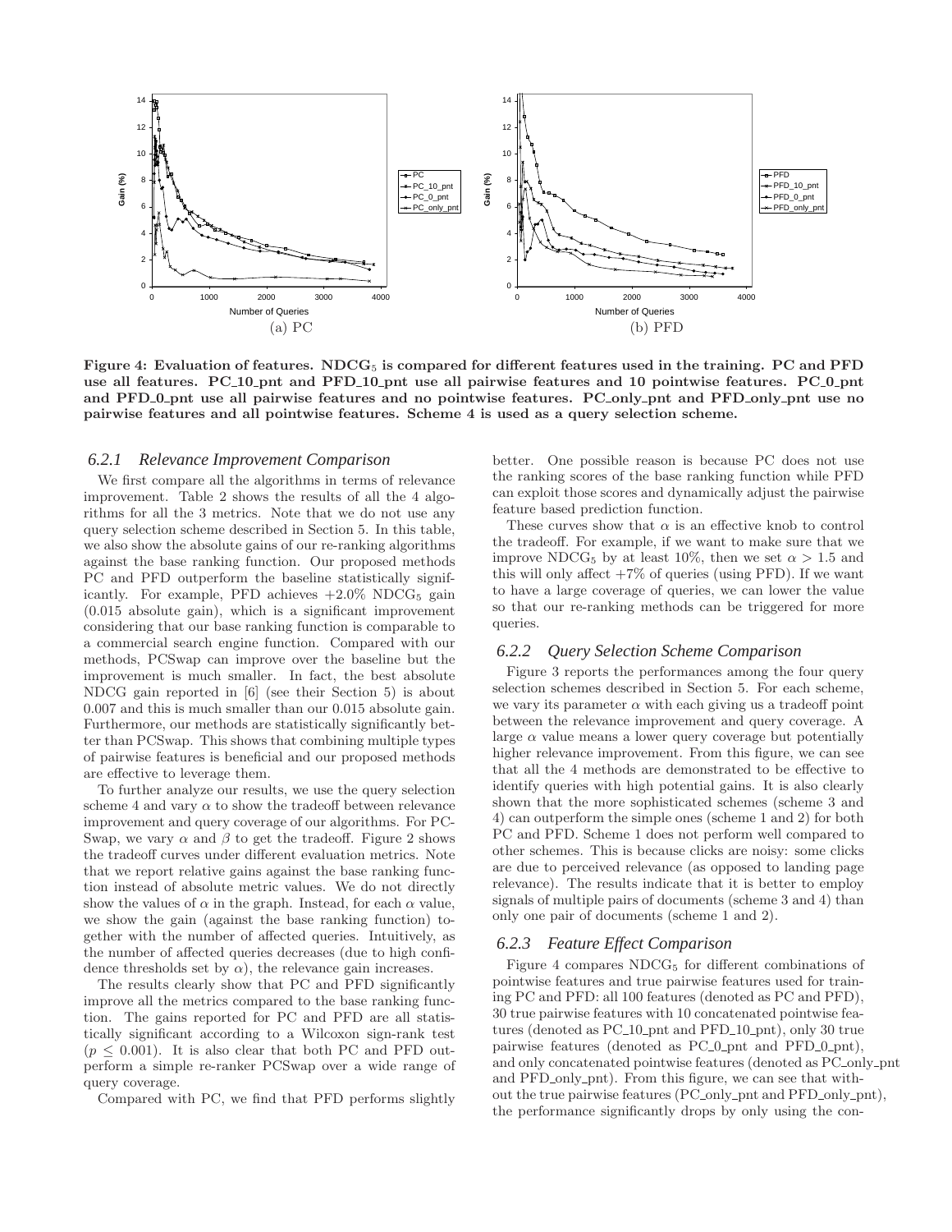Figure 4: Evaluation of features. $NDCG_5$ is compared for different features used in the training. PC and PFD use all features. PC_10_pnt and PFD_10_pnt use all pairwise features and 10 pointwise features. PC_0_pnt and PFD_0_pnt use all pairwise features and no pointwise features. PC_only_pnt and PFD_only_pnt use no pairwise features and all pointwise features. Scheme 4 is used as a query selection scheme.

### 6.2.1 Relevance Improvement Comparison

We first compare all the algorithms in terms of relevance improvement. Table 2 shows the results of all the 4 algorithms for all the 3 metrics. Note that we do not use any query selection scheme described in Section 5. In this table, we also show the absolute gains of our re-ranking algorithms against the base ranking function. Our proposed methods PC and PFD outperform the baseline statistically significantly. For example, PFD achieves +2.0% $NDCG_5$ gain (0.015 absolute gain), which is a significant improvement considering that our base ranking function is comparable to a commercial search engine function. Compared with our methods, PCSwap can improve over the baseline but the improvement is much smaller. In fact, the best absolute NDCG gain reported in [6] (see their Section 5) is about 0.007 and this is much smaller than our 0.015 absolute gain. Furthermore, our methods are statistically significantly better than PCSwap. This shows that combining multiple types of pairwise features is beneficial and our proposed methods are effective to leverage them.

To further analyze our results, we use the query selection scheme 4 and vary $\alpha$ to show the tradeoff between relevance improvement and query coverage of our algorithms. For PCSwap, we vary $\alpha$ and $\beta$ to get the tradeoff. Figure 2 shows the tradeoff curves under different evaluation metrics. Note that we report relative gains against the base ranking function instead of absolute metric values. We do not directly show the values of $\alpha$ in the graph. Instead, for each $\alpha$ value, we show the gain (against the base ranking function) together with the number of affected queries. Intuitively, as the number of affected queries decreases (due to high confidence thresholds set by $\alpha$), the relevance gain increases.

The results clearly show that PC and PFD significantly improve all the metrics compared to the base ranking function. The gains reported for PC and PFD are all statistically significant according to a Wilcoxon sign-rank test ($p \leq 0.001$). It is also clear that both PC and PFD outperform a simple re-ranker PCSwap over a wide range of query coverage.

Compared with PC, we find that PFD performs slightly better. One possible reason is because PC does not use the ranking scores of the base ranking function while PFD can exploit those scores and dynamically adjust the pairwise feature based prediction function.

These curves show that $\alpha$ is an effective knob to control the tradeoff. For example, if we want to make sure that we improve $NDCG_5$ by at least 10%, then we set $\alpha > 1.5$ and this will only affect +7% of queries (using PFD). If we want to have a large coverage of queries, we can lower the value so that our re-ranking methods can be triggered for more queries.

### 6.2.2 Query Selection Scheme Comparison

Figure 3 reports the performances among the four query selection schemes described in Section 5. For each scheme, we vary its parameter $\alpha$ with each giving us a tradeoff point between the relevance improvement and query coverage. A large $\alpha$ value means a lower query coverage but potentially higher relevance improvement. From this figure, we can see that all the 4 methods are demonstrated to be effective to identify queries with high potential gains. It is also clearly shown that the more sophisticated schemes (scheme 3 and 4) can outperform the simple ones (scheme 1 and 2) for both PC and PFD. Scheme 1 does not perform well compared to other schemes. This is because clicks are noisy: some clicks are due to perceived relevance (as opposed to landing page relevance). The results indicate that it is better to employ signals of multiple pairs of documents (scheme 3 and 4) than only one pair of documents (scheme 1 and 2).

### 6.2.3 Feature Effect Comparison

Figure 4 compares $NDCG_5$ for different combinations of pointwise features and true pairwise features used for training PC and PFD: all 100 features (denoted as PC and PFD), 30 true pairwise features with 10 concatenated pointwise features (denoted as PC_10_pnt and PFD_10_pnt), only 30 true pairwise features (denoted as PC_0_pnt and PFD_0_pnt), and only concatenated pointwise features (denoted as PC_only_pnt and PFD_only_pnt). From this figure, we can see that without the true pairwise features (PC_only_pnt and PFD_only_pnt), the performance significantly drops by only using the con-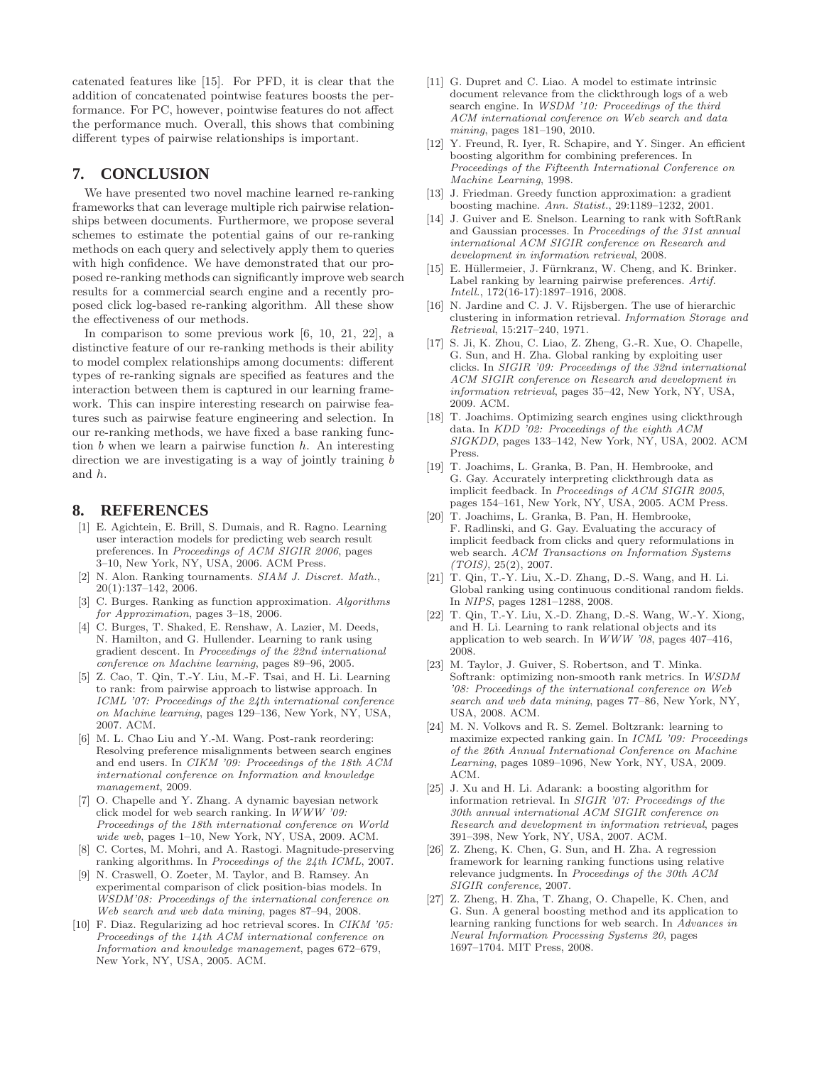catenated features like [15]. For PFD, it is clear that the addition of concatenated pointwise features boosts the performance. For PC, however, pointwise features do not affect the performance much. Overall, this shows that combining different types of pairwise relationships is important.

## 7. CONCLUSION

We have presented two novel machine learned re-ranking frameworks that can leverage multiple rich pairwise relationships between documents. Furthermore, we propose several schemes to estimate the potential gains of our re-ranking methods on each query and selectively apply them to queries with high confidence. We have demonstrated that our proposed re-ranking methods can significantly improve web search results for a commercial search engine and a recently proposed click log-based re-ranking algorithm. All these show the effectiveness of our methods.

In comparison to some previous work [6, 10, 21, 22], a distinctive feature of our re-ranking methods is their ability to model complex relationships among documents: different types of re-ranking signals are specified as features and the interaction between them is captured in our learning framework. This can inspire interesting research on pairwise features such as pairwise feature engineering and selection. In our re-ranking methods, we have fixed a base ranking function $b$ when we learn a pairwise function $h$. An interesting direction we are investigating is a way of jointly training $b$ and $h$.

## 8. REFERENCES

[1] E. Agichtein, E. Brill, S. Dumais, and R. Ragno. Learning user interaction models for predicting web search result preferences. In *Proceedings of ACM SIGIR 2006*, pages 3–10, New York, NY, USA, 2006. ACM Press.

[2] N. Alon. Ranking tournaments. *SIAM J. Discret. Math.*, 20(1):137–142, 2006.

[3] C. Burges. Ranking as function approximation. *Algorithms for Approximation*, pages 3–18, 2006.

[4] C. Burges, T. Shaked, E. Renshaw, A. Lazier, M. Deeds, N. Hamilton, and G. Hullender. Learning to rank using gradient descent. In *Proceedings of the 22nd international conference on Machine learning*, pages 89–96, 2005.

[5] Z. Cao, T. Qin, T.-Y. Liu, M.-F. Tsai, and H. Li. Learning to rank: from pairwise approach to listwise approach. In *ICML '07: Proceedings of the 24th international conference on Machine learning*, pages 129–136, New York, NY, USA, 2007. ACM.

[6] M. L. Chao Liu and Y.-M. Wang. Post-rank reordering: Resolving preference misalignments between search engines and end users. In *CIKM '09: Proceedings of the 18th ACM international conference on Information and knowledge management*, 2009.

[7] O. Chapelle and Y. Zhang. A dynamic bayesian network click model for web search ranking. In *WWW '09: Proceedings of the 18th international conference on World wide web*, pages 1–10, New York, NY, USA, 2009. ACM.

[8] C. Cortes, M. Mohri, and A. Rastogi. Magnitude-preserving ranking algorithms. In *Proceedings of the 24th ICML*, 2007.

[9] N. Craswell, O. Zoeter, M. Taylor, and B. Ramsey. An experimental comparison of click position-bias models. In *WSDM'08: Proceedings of the international conference on Web search and web data mining*, pages 87–94, 2008.

[10] F. Diaz. Regularizing ad hoc retrieval scores. In *CIKM '05: Proceedings of the 14th ACM international conference on Information and knowledge management*, pages 672–679, New York, NY, USA, 2005. ACM.

[11] G. Dupret and C. Liao. A model to estimate intrinsic document relevance from the clickthrough logs of a web search engine. In *WSDM '10: Proceedings of the third ACM international conference on Web search and data mining*, pages 181–190, 2010.

[12] Y. Freund, R. Iyer, R. Schapire, and Y. Singer. An efficient boosting algorithm for combining preferences. In *Proceedings of the Fifteenth International Conference on Machine Learning*, 1998.

[13] J. Friedman. Greedy function approximation: a gradient boosting machine. *Ann. Statist.*, 29:1189–1232, 2001.

[14] J. Guiver and E. Snelson. Learning to rank with SoftRank and Gaussian processes. In *Proceedings of the 31st annual international ACM SIGIR conference on Research and development in information retrieval*, 2008.

[15] E. Hüllermeier, J. Fürnkranz, W. Cheng, and K. Brinker. Label ranking by learning pairwise preferences. *Artif. Intell.*, 172(16-17):1897–1916, 2008.

[16] N. Jardine and C. J. V. Rijsbergen. The use of hierarchic clustering in information retrieval. *Information Storage and Retrieval*, 15:217–240, 1971.

[17] S. Ji, K. Zhou, C. Liao, Z. Zheng, G.-R. Xue, O. Chapelle, G. Sun, and H. Zha. Global ranking by exploiting user clicks. In *SIGIR '09: Proceedings of the 32nd international ACM SIGIR conference on Research and development in information retrieval*, pages 35–42, New York, NY, USA, 2009. ACM.

[18] T. Joachims. Optimizing search engines using clickthrough data. In *KDD '02: Proceedings of the eighth ACM SIGKDD*, pages 133–142, New York, NY, USA, 2002. ACM Press.

[19] T. Joachims, L. Granka, B. Pan, H. Hembrooke, and G. Gay. Accurately interpreting clickthrough data as implicit feedback. In *Proceedings of ACM SIGIR 2005*, pages 154–161, New York, NY, USA, 2005. ACM Press.

[20] T. Joachims, L. Granka, B. Pan, H. Hembrooke, F. Radlinski, and G. Gay. Evaluating the accuracy of implicit feedback from clicks and query reformulations in web search. *ACM Transactions on Information Systems (TOIS)*, 25(2), 2007.

[21] T. Qin, T.-Y. Liu, X.-D. Zhang, D.-S. Wang, and H. Li. Global ranking using continuous conditional random fields. In *NIPS*, pages 1281–1288, 2008.

[22] T. Qin, T.-Y. Liu, X.-D. Zhang, D.-S. Wang, W.-Y. Xiong, and H. Li. Learning to rank relational objects and its application to web search. In *WWW '08*, pages 407–416, 2008.

[23] M. Taylor, J. Guiver, S. Robertson, and T. Minka. Softrank: optimizing non-smooth rank metrics. In *WSDM '08: Proceedings of the international conference on Web search and web data mining*, pages 77–86, New York, NY, USA, 2008. ACM.

[24] M. N. Volkovs and R. S. Zemel. Boltzrank: learning to maximize expected ranking gain. In *ICML '09: Proceedings of the 26th Annual International Conference on Machine Learning*, pages 1089–1096, New York, NY, USA, 2009. ACM.

[25] J. Xu and H. Li. Adarank: a boosting algorithm for information retrieval. In *SIGIR '07: Proceedings of the 30th annual international ACM SIGIR conference on Research and development in information retrieval*, pages 391–398, New York, NY, USA, 2007. ACM.

[26] Z. Zheng, K. Chen, G. Sun, and H. Zha. A regression framework for learning ranking functions using relative relevance judgments. In *Proceedings of the 30th ACM SIGIR conference*, 2007.

[27] Z. Zheng, H. Zha, T. Zhang, O. Chapelle, K. Chen, and G. Sun. A general boosting method and its application to learning ranking functions for web search. In *Advances in Neural Information Processing Systems 20*, pages 1697–1704. MIT Press, 2008.